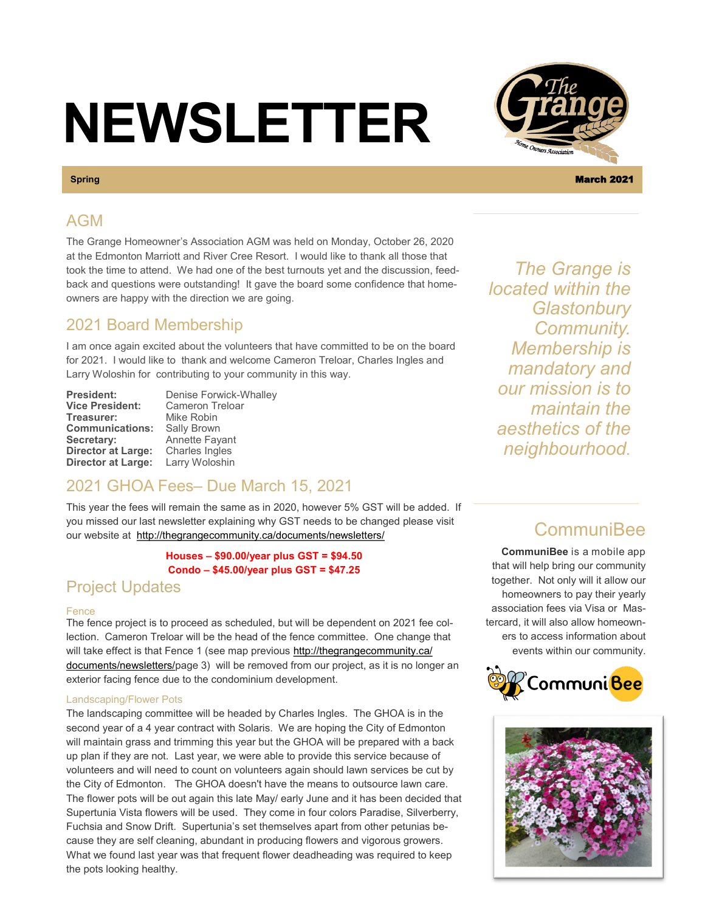# NEWSLETTER

**Spring** **March 2021**

## AGM

The Grange Homeowner's Association AGM was held on Monday, October 26, 2020 at the Edmonton Marriott and River Cree Resort. I would like to thank all those that took the time to attend. We had one of the best turnouts yet and the discussion, feedback and questions were outstanding! It gave the board some confidence that homeowners are happy with the direction we are going.

## 2021 Board Membership

I am once again excited about the volunteers that have committed to be on the board for 2021. I would like to thank and welcome Cameron Treloar, Charles Ingles and Larry Woloshin for contributing to your community in this way.

| | |
|---|---|
| **President:** | Denise Forwick-Whalley |
| **Vice President:** | Cameron Treloar |
| **Treasurer:** | Mike Robin |
| **Communications:** | Sally Brown |
| **Secretary:** | Annette Fayant |
| **Director at Large:** | Charles Ingles |
| **Director at Large:** | Larry Woloshin |

## 2021 GHOA Fees– Due March 15, 2021

This year the fees will remain the same as in 2020, however 5% GST will be added. If you missed our last newsletter explaining why GST needs to be changed please visit our website at http://thegrangecommunity.ca/documents/newsletters/

**Houses – $90.00/year plus GST = $94.50**
**Condo – $45.00/year plus GST = $47.25**

## Project Updates

### Fence

The fence project is to proceed as scheduled, but will be dependent on 2021 fee collection. Cameron Treloar will be the head of the fence committee. One change that will take effect is that Fence 1 (see map previous http://thegrangecommunity.ca/documents/newsletters/page 3) will be removed from our project, as it is no longer an exterior facing fence due to the condominium development.

### Landscaping/Flower Pots

The landscaping committee will be headed by Charles Ingles. The GHOA is in the second year of a 4 year contract with Solaris. We are hoping the City of Edmonton will maintain grass and trimming this year but the GHOA will be prepared with a back up plan if they are not. Last year, we were able to provide this service because of volunteers and will need to count on volunteers again should lawn services be cut by the City of Edmonton. The GHOA doesn't have the means to outsource lawn care. The flower pots will be out again this late May/ early June and it has been decided that Supertunia Vista flowers will be used. They come in four colors Paradise, Silverberry, Fuchsia and Snow Drift. Supertunia's set themselves apart from other petunias because they are self cleaning, abundant in producing flowers and vigorous growers. What we found last year was that frequent flower deadheading was required to keep the pots looking healthy.

*The Grange is located within the Glastonbury Community. Membership is mandatory and our mission is to maintain the aesthetics of the neighbourhood.*

## CommuniBee

**CommuniBee** is a mobile app that will help bring our community together. Not only will it allow our homeowners to pay their yearly association fees via Visa or Mastercard, it will also allow homeowners to access information about events within our community.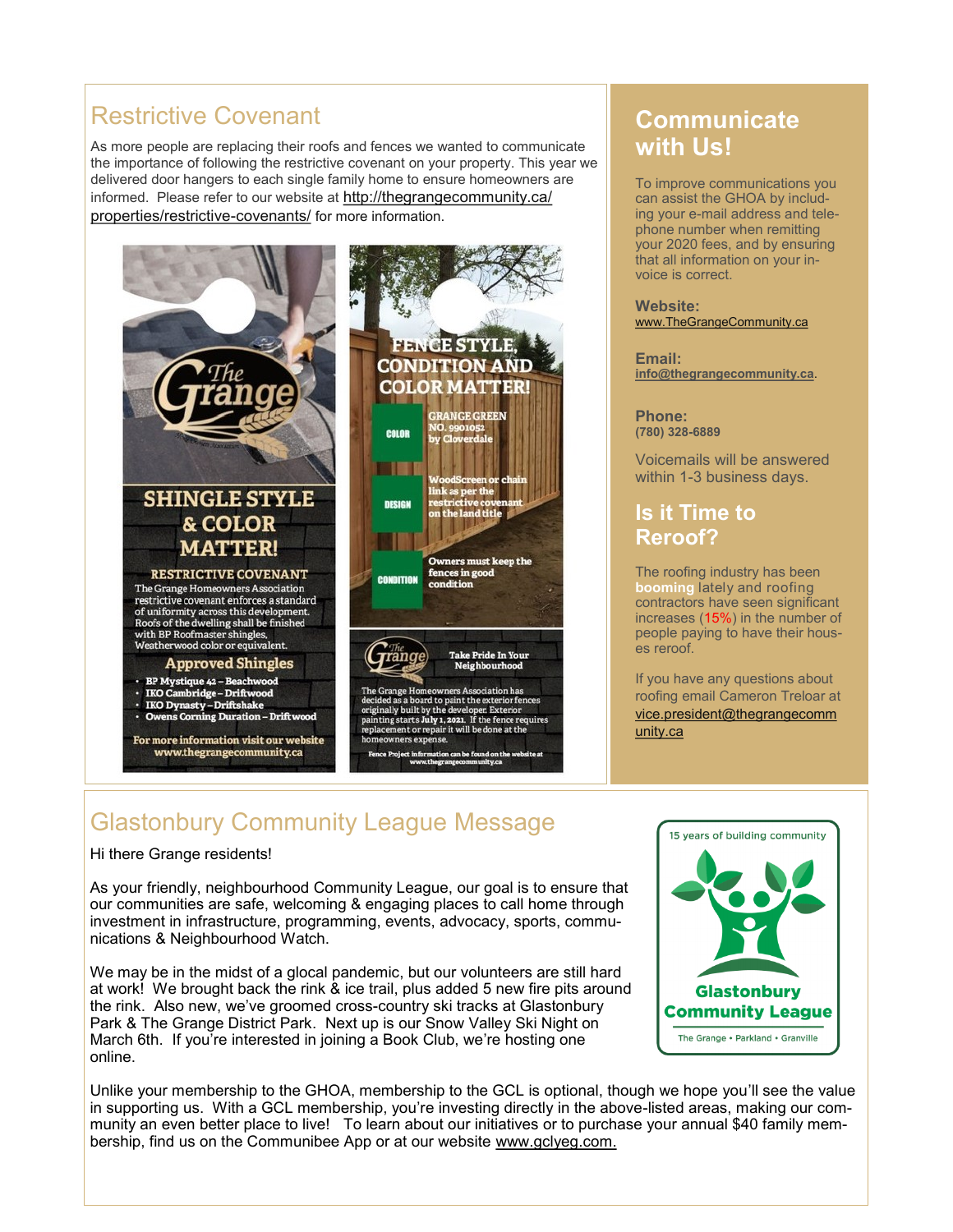## Restrictive Covenant

As more people are replacing their roofs and fences we wanted to communicate the importance of following the restrictive covenant on your property. This year we delivered door hangers to each single family home to ensure homeowners are informed. Please refer to our website at http://thegrangecommunity.ca/properties/restrictive-covenants/ for more information.

The Grange

**SHINGLE STYLE & COLOR MATTER!**

**RESTRICTIVE COVENANT**

The Grange Homeowners Association restrictive covenant enforces a standard of uniformity across this development. Roofs of the dwelling shall be finished with BP Roofmaster shingles, Weatherwood color or equivalent.

**Approved Shingles**

- BP Mystique 42 – Beachwood
- IKO Cambridge – Driftwood
- IKO Dynasty – Driftshake
- Owens Corning Duration – Driftwood

For more information visit our website www.thegrangecommunity.ca

**FENCE STYLE, CONDITION AND COLOR MATTER!**

- **COLOR**: GRANGE GREEN NO. 9901052 by Cloverdale
- **DESIGN**: WoodScreen or chain link as per the restrictive covenant on the land title
- **CONDITION**: Owners must keep the fences in good condition

The Grange

**Take Pride In Your Neighbourhood**

The Grange Homeowners Association has decided as a board to paint the exterior fences originally built by the developer. Exterior painting starts July 1, 2021. If the fence requires replacement or repair it will be done at the homeowners expense.

Fence Project information can be found on the website at www.thegrangecommunity.ca

## Communicate with Us!

To improve communications you can assist the GHOA by including your e-mail address and telephone number when remitting your 2020 fees, and by ensuring that all information on your invoice is correct.

**Website:**
www.TheGrangeCommunity.ca

**Email:**
**info@thegrangecommunity.ca**.

**Phone:**
**(780) 328-6889**

Voicemails will be answered within 1-3 business days.

## Is it Time to Reroof?

The roofing industry has been **booming** lately and roofing contractors have seen significant increases (15%) in the number of people paying to have their houses reroof.

If you have any questions about roofing email Cameron Treloar at vice.president@thegrangecommunity.ca

## Glastonbury Community League Message

15 years of building community

Glastonbury Community League

The Grange • Parkland • Granville

Hi there Grange residents!

As your friendly, neighbourhood Community League, our goal is to ensure that our communities are safe, welcoming & engaging places to call home through investment in infrastructure, programming, events, advocacy, sports, communications & Neighbourhood Watch.

We may be in the midst of a glocal pandemic, but our volunteers are still hard at work! We brought back the rink & ice trail, plus added 5 new fire pits around the rink. Also new, we've groomed cross-country ski tracks at Glastonbury Park & The Grange District Park. Next up is our Snow Valley Ski Night on March 6th. If you're interested in joining a Book Club, we're hosting one online.

Unlike your membership to the GHOA, membership to the GCL is optional, though we hope you'll see the value in supporting us. With a GCL membership, you're investing directly in the above-listed areas, making our community an even better place to live! To learn about our initiatives or to purchase your annual $40 family membership, find us on the Communibee App or at our website www.gclyeg.com.